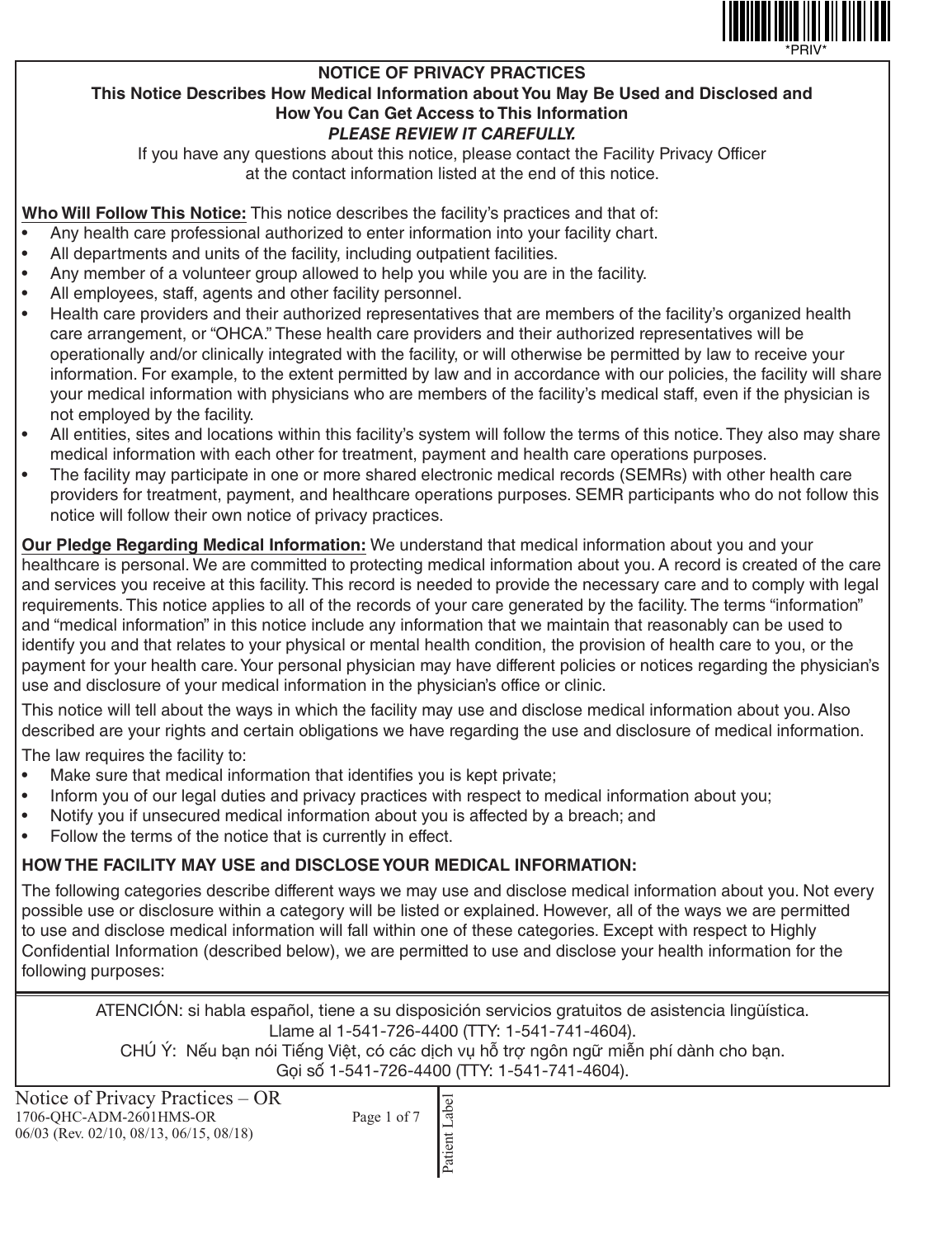# NOTICE OF PRIVACY PRACTICES

## This Notice Describes How Medical Information about You May Be Used and Disclosed and How You Can Get Access to This Information

***PLEASE REVIEW IT CAREFULLY.***

If you have any questions about this notice, please contact the Facility Privacy Officer at the contact information listed at the end of this notice.

**Who Will Follow This Notice:** This notice describes the facility's practices and that of:

- Any health care professional authorized to enter information into your facility chart.
- All departments and units of the facility, including outpatient facilities.
- Any member of a volunteer group allowed to help you while you are in the facility.
- All employees, staff, agents and other facility personnel.
- Health care providers and their authorized representatives that are members of the facility's organized health care arrangement, or "OHCA." These health care providers and their authorized representatives will be operationally and/or clinically integrated with the facility, or will otherwise be permitted by law to receive your information. For example, to the extent permitted by law and in accordance with our policies, the facility will share your medical information with physicians who are members of the facility's medical staff, even if the physician is not employed by the facility.
- All entities, sites and locations within this facility's system will follow the terms of this notice. They also may share medical information with each other for treatment, payment and health care operations purposes.
- The facility may participate in one or more shared electronic medical records (SEMRs) with other health care providers for treatment, payment, and healthcare operations purposes. SEMR participants who do not follow this notice will follow their own notice of privacy practices.

**Our Pledge Regarding Medical Information:** We understand that medical information about you and your healthcare is personal. We are committed to protecting medical information about you. A record is created of the care and services you receive at this facility. This record is needed to provide the necessary care and to comply with legal requirements. This notice applies to all of the records of your care generated by the facility. The terms "information" and "medical information" in this notice include any information that we maintain that reasonably can be used to identify you and that relates to your physical or mental health condition, the provision of health care to you, or the payment for your health care. Your personal physician may have different policies or notices regarding the physician's use and disclosure of your medical information in the physician's office or clinic.

This notice will tell about the ways in which the facility may use and disclose medical information about you. Also described are your rights and certain obligations we have regarding the use and disclosure of medical information.

The law requires the facility to:

- Make sure that medical information that identifies you is kept private;
- Inform you of our legal duties and privacy practices with respect to medical information about you;
- Notify you if unsecured medical information about you is affected by a breach; and
- Follow the terms of the notice that is currently in effect.

**HOW THE FACILITY MAY USE and DISCLOSE YOUR MEDICAL INFORMATION:**

The following categories describe different ways we may use and disclose medical information about you. Not every possible use or disclosure within a category will be listed or explained. However, all of the ways we are permitted to use and disclose medical information will fall within one of these categories. Except with respect to Highly Confidential Information (described below), we are permitted to use and disclose your health information for the following purposes:

ATENCIÓN: si habla español, tiene a su disposición servicios gratuitos de asistencia lingüística. Llame al 1-541-726-4400 (TTY: 1-541-741-4604).

CHÚ Ý: Nếu bạn nói Tiếng Việt, có các dịch vụ hỗ trợ ngôn ngữ miễn phí dành cho bạn. Gọi số 1-541-726-4400 (TTY: 1-541-741-4604).

Notice of Privacy Practices – OR
1706-QHC-ADM-2601HMS-OR
06/03 (Rev. 02/10, 08/13, 06/15, 08/18)

Patient Label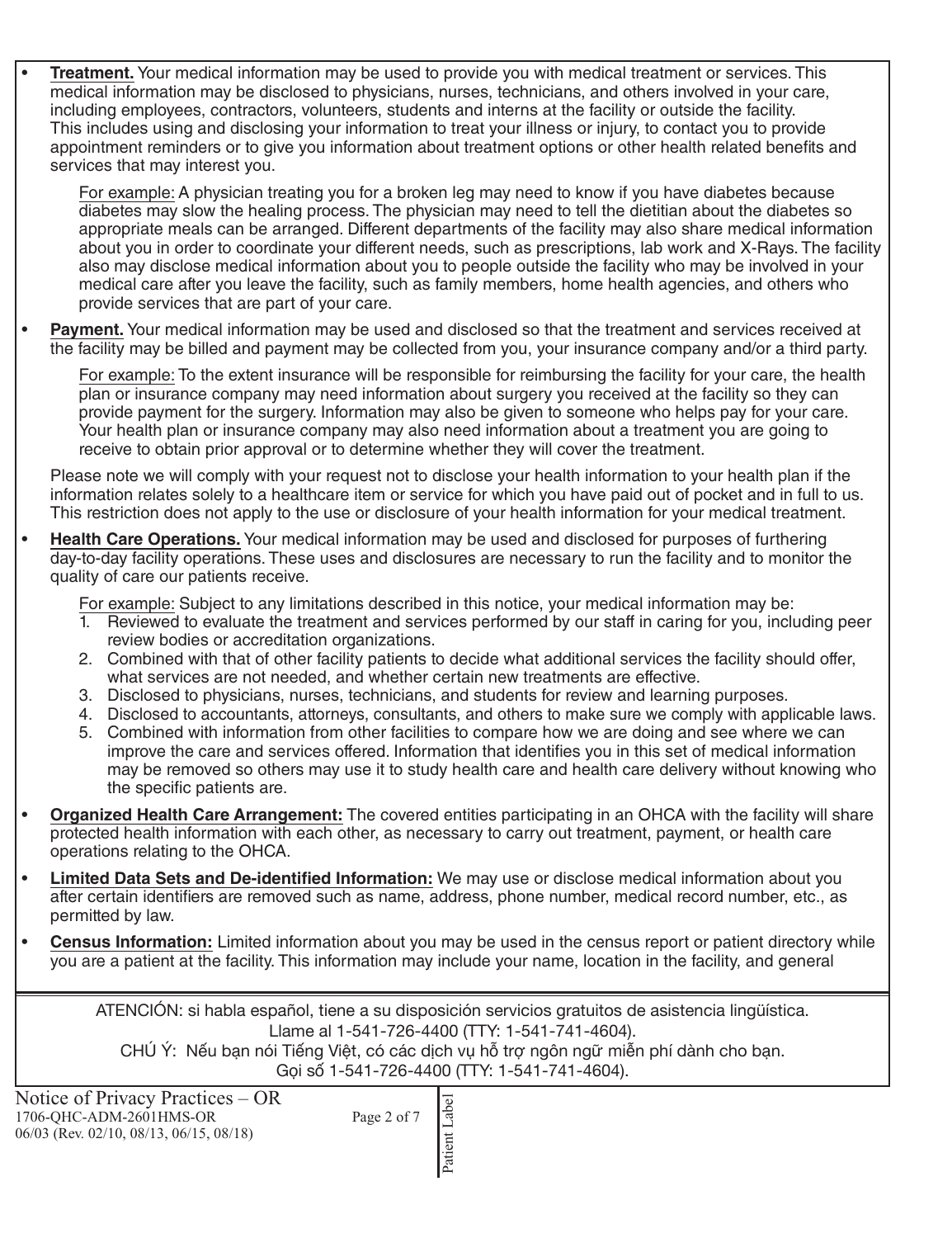- **Treatment.** Your medical information may be used to provide you with medical treatment or services. This medical information may be disclosed to physicians, nurses, technicians, and others involved in your care, including employees, contractors, volunteers, students and interns at the facility or outside the facility. This includes using and disclosing your information to treat your illness or injury, to contact you to provide appointment reminders or to give you information about treatment options or other health related benefits and services that may interest you.

  For example: A physician treating you for a broken leg may need to know if you have diabetes because diabetes may slow the healing process. The physician may need to tell the dietitian about the diabetes so appropriate meals can be arranged. Different departments of the facility may also share medical information about you in order to coordinate your different needs, such as prescriptions, lab work and X-Rays. The facility also may disclose medical information about you to people outside the facility who may be involved in your medical care after you leave the facility, such as family members, home health agencies, and others who provide services that are part of your care.

- **Payment.** Your medical information may be used and disclosed so that the treatment and services received at the facility may be billed and payment may be collected from you, your insurance company and/or a third party.

  For example: To the extent insurance will be responsible for reimbursing the facility for your care, the health plan or insurance company may need information about surgery you received at the facility so they can provide payment for the surgery. Information may also be given to someone who helps pay for your care. Your health plan or insurance company may also need information about a treatment you are going to receive to obtain prior approval or to determine whether they will cover the treatment.

  Please note we will comply with your request not to disclose your health information to your health plan if the information relates solely to a healthcare item or service for which you have paid out of pocket and in full to us. This restriction does not apply to the use or disclosure of your health information for your medical treatment.

- **Health Care Operations.** Your medical information may be used and disclosed for purposes of furthering day-to-day facility operations. These uses and disclosures are necessary to run the facility and to monitor the quality of care our patients receive.

  For example: Subject to any limitations described in this notice, your medical information may be:
  1. Reviewed to evaluate the treatment and services performed by our staff in caring for you, including peer review bodies or accreditation organizations.
  2. Combined with that of other facility patients to decide what additional services the facility should offer, what services are not needed, and whether certain new treatments are effective.
  3. Disclosed to physicians, nurses, technicians, and students for review and learning purposes.
  4. Disclosed to accountants, attorneys, consultants, and others to make sure we comply with applicable laws.
  5. Combined with information from other facilities to compare how we are doing and see where we can improve the care and services offered. Information that identifies you in this set of medical information may be removed so others may use it to study health care and health care delivery without knowing who the specific patients are.

- **Organized Health Care Arrangement:** The covered entities participating in an OHCA with the facility will share protected health information with each other, as necessary to carry out treatment, payment, or health care operations relating to the OHCA.

- **Limited Data Sets and De-identified Information:** We may use or disclose medical information about you after certain identifiers are removed such as name, address, phone number, medical record number, etc., as permitted by law.

- **Census Information:** Limited information about you may be used in the census report or patient directory while you are a patient at the facility. This information may include your name, location in the facility, and general

ATENCIÓN: si habla español, tiene a su disposición servicios gratuitos de asistencia lingüística. Llame al 1-541-726-4400 (TTY: 1-541-741-4604).

CHÚ Ý: Nếu bạn nói Tiếng Việt, có các dịch vụ hỗ trợ ngôn ngữ miễn phí dành cho bạn. Gọi số 1-541-726-4400 (TTY: 1-541-741-4604).

Notice of Privacy Practices – OR
1706-QHC-ADM-2601HMS-OR
06/03 (Rev. 02/10, 08/13, 06/15, 08/18)

Patient Label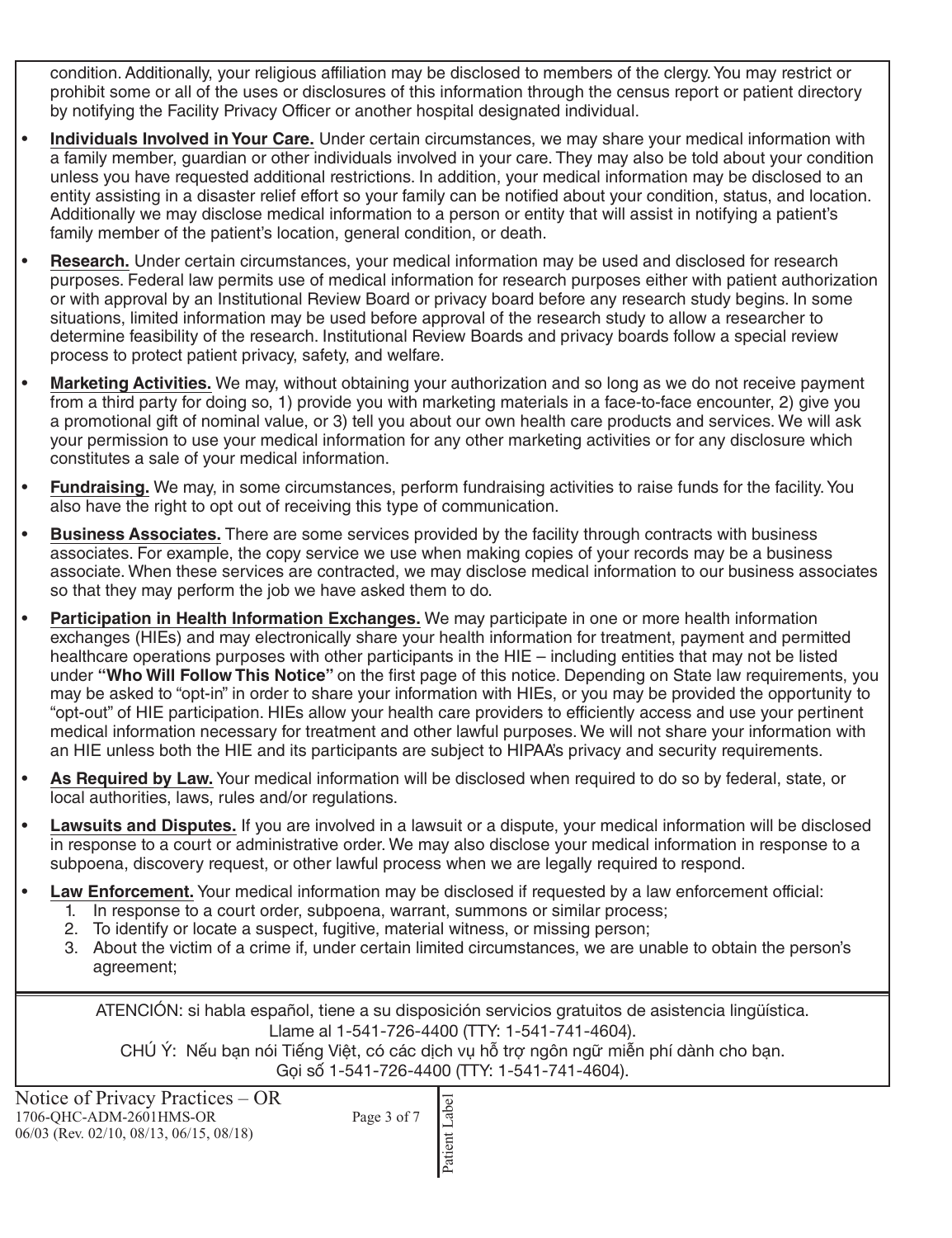condition. Additionally, your religious affiliation may be disclosed to members of the clergy. You may restrict or prohibit some or all of the uses or disclosures of this information through the census report or patient directory by notifying the Facility Privacy Officer or another hospital designated individual.

- **Individuals Involved in Your Care.** Under certain circumstances, we may share your medical information with a family member, guardian or other individuals involved in your care. They may also be told about your condition unless you have requested additional restrictions. In addition, your medical information may be disclosed to an entity assisting in a disaster relief effort so your family can be notified about your condition, status, and location. Additionally we may disclose medical information to a person or entity that will assist in notifying a patient's family member of the patient's location, general condition, or death.
- **Research.** Under certain circumstances, your medical information may be used and disclosed for research purposes. Federal law permits use of medical information for research purposes either with patient authorization or with approval by an Institutional Review Board or privacy board before any research study begins. In some situations, limited information may be used before approval of the research study to allow a researcher to determine feasibility of the research. Institutional Review Boards and privacy boards follow a special review process to protect patient privacy, safety, and welfare.
- **Marketing Activities.** We may, without obtaining your authorization and so long as we do not receive payment from a third party for doing so, 1) provide you with marketing materials in a face-to-face encounter, 2) give you a promotional gift of nominal value, or 3) tell you about our own health care products and services. We will ask your permission to use your medical information for any other marketing activities or for any disclosure which constitutes a sale of your medical information.
- **Fundraising.** We may, in some circumstances, perform fundraising activities to raise funds for the facility. You also have the right to opt out of receiving this type of communication.
- **Business Associates.** There are some services provided by the facility through contracts with business associates. For example, the copy service we use when making copies of your records may be a business associate. When these services are contracted, we may disclose medical information to our business associates so that they may perform the job we have asked them to do.
- **Participation in Health Information Exchanges.** We may participate in one or more health information exchanges (HIEs) and may electronically share your health information for treatment, payment and permitted healthcare operations purposes with other participants in the HIE – including entities that may not be listed under **"Who Will Follow This Notice"** on the first page of this notice. Depending on State law requirements, you may be asked to "opt-in" in order to share your information with HIEs, or you may be provided the opportunity to "opt-out" of HIE participation. HIEs allow your health care providers to efficiently access and use your pertinent medical information necessary for treatment and other lawful purposes. We will not share your information with an HIE unless both the HIE and its participants are subject to HIPAA's privacy and security requirements.
- **As Required by Law.** Your medical information will be disclosed when required to do so by federal, state, or local authorities, laws, rules and/or regulations.
- **Lawsuits and Disputes.** If you are involved in a lawsuit or a dispute, your medical information will be disclosed in response to a court or administrative order. We may also disclose your medical information in response to a subpoena, discovery request, or other lawful process when we are legally required to respond.
- **Law Enforcement.** Your medical information may be disclosed if requested by a law enforcement official:
  1. In response to a court order, subpoena, warrant, summons or similar process;
  2. To identify or locate a suspect, fugitive, material witness, or missing person;
  3. About the victim of a crime if, under certain limited circumstances, we are unable to obtain the person's agreement;

ATENCIÓN: si habla español, tiene a su disposición servicios gratuitos de asistencia lingüística. Llame al 1-541-726-4400 (TTY: 1-541-741-4604).

CHÚ Ý: Nếu bạn nói Tiếng Việt, có các dịch vụ hỗ trợ ngôn ngữ miễn phí dành cho bạn. Gọi số 1-541-726-4400 (TTY: 1-541-741-4604).

Notice of Privacy Practices – OR
1706-QHC-ADM-2601HMS-OR
06/03 (Rev. 02/10, 08/13, 06/15, 08/18)

Patient Label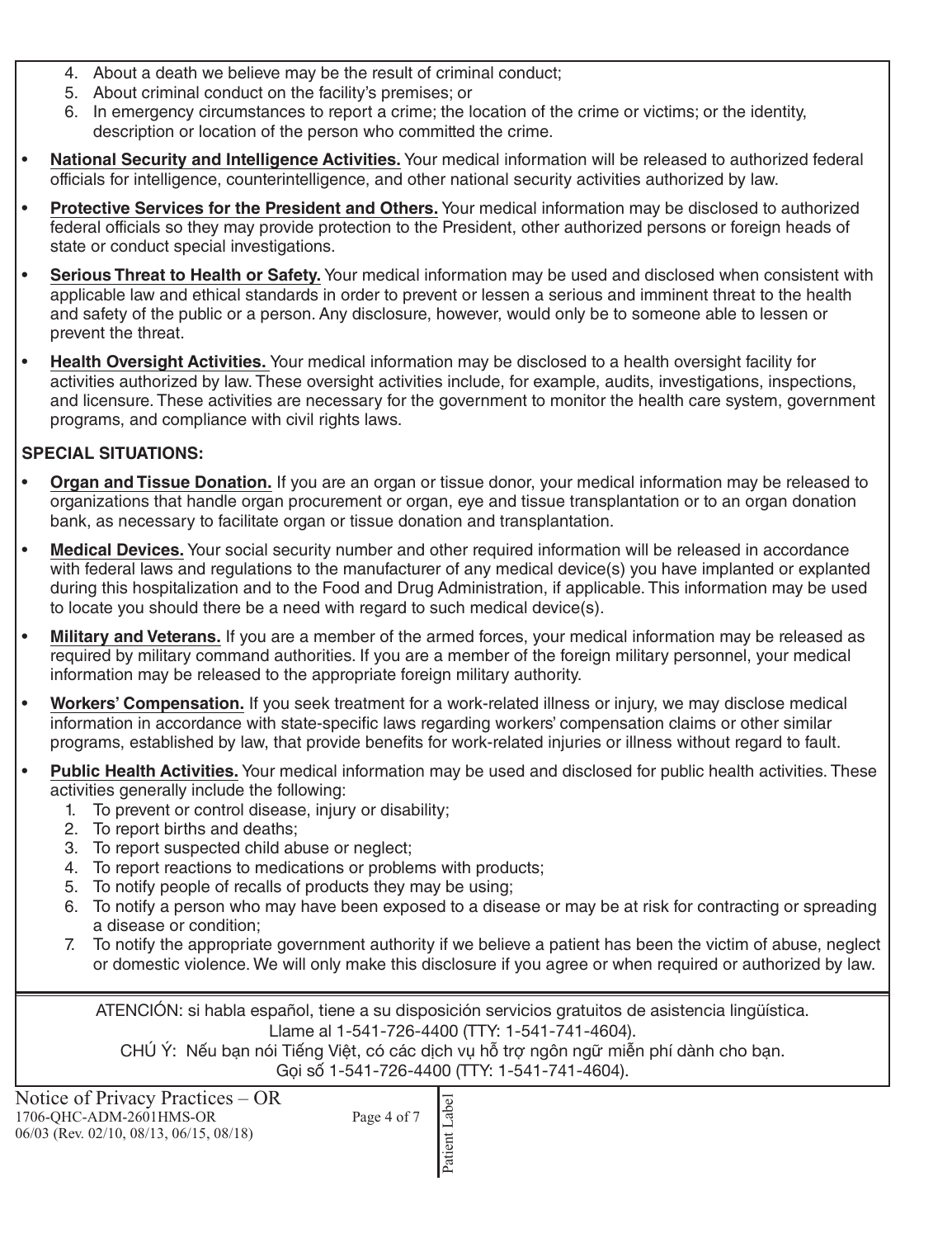4. About a death we believe may be the result of criminal conduct;
5. About criminal conduct on the facility's premises; or
6. In emergency circumstances to report a crime; the location of the crime or victims; or the identity, description or location of the person who committed the crime.

- **National Security and Intelligence Activities.** Your medical information will be released to authorized federal officials for intelligence, counterintelligence, and other national security activities authorized by law.
- **Protective Services for the President and Others.** Your medical information may be disclosed to authorized federal officials so they may provide protection to the President, other authorized persons or foreign heads of state or conduct special investigations.
- **Serious Threat to Health or Safety.** Your medical information may be used and disclosed when consistent with applicable law and ethical standards in order to prevent or lessen a serious and imminent threat to the health and safety of the public or a person. Any disclosure, however, would only be to someone able to lessen or prevent the threat.
- **Health Oversight Activities.** Your medical information may be disclosed to a health oversight facility for activities authorized by law. These oversight activities include, for example, audits, investigations, inspections, and licensure. These activities are necessary for the government to monitor the health care system, government programs, and compliance with civil rights laws.

**SPECIAL SITUATIONS:**

- **Organ and Tissue Donation.** If you are an organ or tissue donor, your medical information may be released to organizations that handle organ procurement or organ, eye and tissue transplantation or to an organ donation bank, as necessary to facilitate organ or tissue donation and transplantation.
- **Medical Devices.** Your social security number and other required information will be released in accordance with federal laws and regulations to the manufacturer of any medical device(s) you have implanted or explanted during this hospitalization and to the Food and Drug Administration, if applicable. This information may be used to locate you should there be a need with regard to such medical device(s).
- **Military and Veterans.** If you are a member of the armed forces, your medical information may be released as required by military command authorities. If you are a member of the foreign military personnel, your medical information may be released to the appropriate foreign military authority.
- **Workers' Compensation.** If you seek treatment for a work-related illness or injury, we may disclose medical information in accordance with state-specific laws regarding workers' compensation claims or other similar programs, established by law, that provide benefits for work-related injuries or illness without regard to fault.
- **Public Health Activities.** Your medical information may be used and disclosed for public health activities. These activities generally include the following:
  1. To prevent or control disease, injury or disability;
  2. To report births and deaths;
  3. To report suspected child abuse or neglect;
  4. To report reactions to medications or problems with products;
  5. To notify people of recalls of products they may be using;
  6. To notify a person who may have been exposed to a disease or may be at risk for contracting or spreading a disease or condition;
  7. To notify the appropriate government authority if we believe a patient has been the victim of abuse, neglect or domestic violence. We will only make this disclosure if you agree or when required or authorized by law.

ATENCIÓN: si habla español, tiene a su disposición servicios gratuitos de asistencia lingüística. Llame al 1-541-726-4400 (TTY: 1-541-741-4604).

CHÚ Ý: Nếu bạn nói Tiếng Việt, có các dịch vụ hỗ trợ ngôn ngữ miễn phí dành cho bạn. Gọi số 1-541-726-4400 (TTY: 1-541-741-4604).

Notice of Privacy Practices – OR
1706-QHC-ADM-2601HMS-OR
06/03 (Rev. 02/10, 08/13, 06/15, 08/18)

Patient Label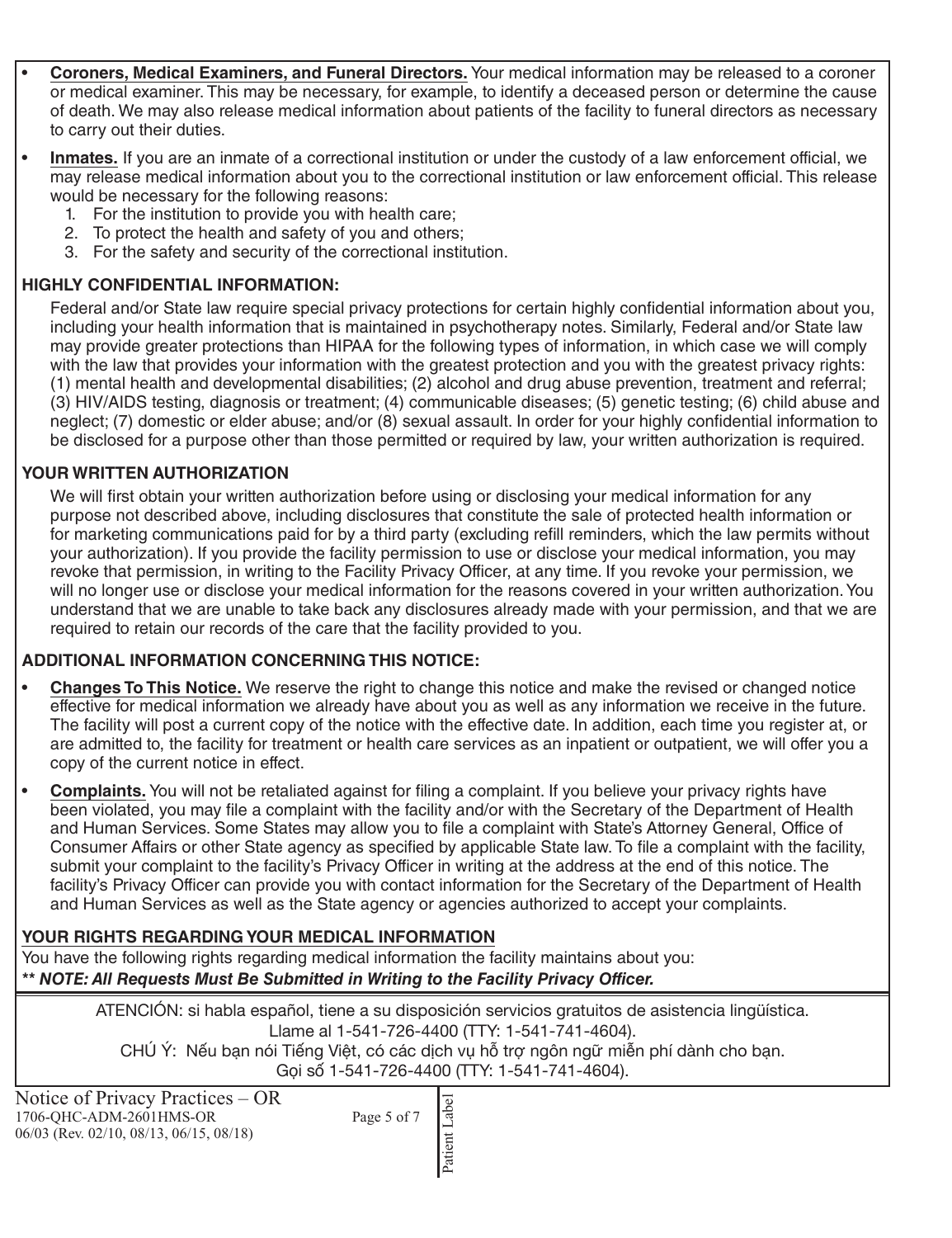- **Coroners, Medical Examiners, and Funeral Directors.** Your medical information may be released to a coroner or medical examiner. This may be necessary, for example, to identify a deceased person or determine the cause of death. We may also release medical information about patients of the facility to funeral directors as necessary to carry out their duties.
- **Inmates.** If you are an inmate of a correctional institution or under the custody of a law enforcement official, we may release medical information about you to the correctional institution or law enforcement official. This release would be necessary for the following reasons:
  1. For the institution to provide you with health care;
  2. To protect the health and safety of you and others;
  3. For the safety and security of the correctional institution.

**HIGHLY CONFIDENTIAL INFORMATION:**

Federal and/or State law require special privacy protections for certain highly confidential information about you, including your health information that is maintained in psychotherapy notes. Similarly, Federal and/or State law may provide greater protections than HIPAA for the following types of information, in which case we will comply with the law that provides your information with the greatest protection and you with the greatest privacy rights: (1) mental health and developmental disabilities; (2) alcohol and drug abuse prevention, treatment and referral; (3) HIV/AIDS testing, diagnosis or treatment; (4) communicable diseases; (5) genetic testing; (6) child abuse and neglect; (7) domestic or elder abuse; and/or (8) sexual assault. In order for your highly confidential information to be disclosed for a purpose other than those permitted or required by law, your written authorization is required.

**YOUR WRITTEN AUTHORIZATION**

We will first obtain your written authorization before using or disclosing your medical information for any purpose not described above, including disclosures that constitute the sale of protected health information or for marketing communications paid for by a third party (excluding refill reminders, which the law permits without your authorization). If you provide the facility permission to use or disclose your medical information, you may revoke that permission, in writing to the Facility Privacy Officer, at any time. If you revoke your permission, we will no longer use or disclose your medical information for the reasons covered in your written authorization. You understand that we are unable to take back any disclosures already made with your permission, and that we are required to retain our records of the care that the facility provided to you.

**ADDITIONAL INFORMATION CONCERNING THIS NOTICE:**

- **Changes To This Notice.** We reserve the right to change this notice and make the revised or changed notice effective for medical information we already have about you as well as any information we receive in the future. The facility will post a current copy of the notice with the effective date. In addition, each time you register at, or are admitted to, the facility for treatment or health care services as an inpatient or outpatient, we will offer you a copy of the current notice in effect.
- **Complaints.** You will not be retaliated against for filing a complaint. If you believe your privacy rights have been violated, you may file a complaint with the facility and/or with the Secretary of the Department of Health and Human Services. Some States may allow you to file a complaint with State's Attorney General, Office of Consumer Affairs or other State agency as specified by applicable State law. To file a complaint with the facility, submit your complaint to the facility's Privacy Officer in writing at the address at the end of this notice. The facility's Privacy Officer can provide you with contact information for the Secretary of the Department of Health and Human Services as well as the State agency or agencies authorized to accept your complaints.

**YOUR RIGHTS REGARDING YOUR MEDICAL INFORMATION**

You have the following rights regarding medical information the facility maintains about you:

***\** NOTE: All Requests Must Be Submitted in Writing to the Facility Privacy Officer.***

ATENCIÓN: si habla español, tiene a su disposición servicios gratuitos de asistencia lingüística. Llame al 1-541-726-4400 (TTY: 1-541-741-4604).

CHÚ Ý: Nếu bạn nói Tiếng Việt, có các dịch vụ hỗ trợ ngôn ngữ miễn phí dành cho bạn. Gọi số 1-541-726-4400 (TTY: 1-541-741-4604).

Notice of Privacy Practices – OR
1706-QHC-ADM-2601HMS-OR
06/03 (Rev. 02/10, 08/13, 06/15, 08/18)

Patient Label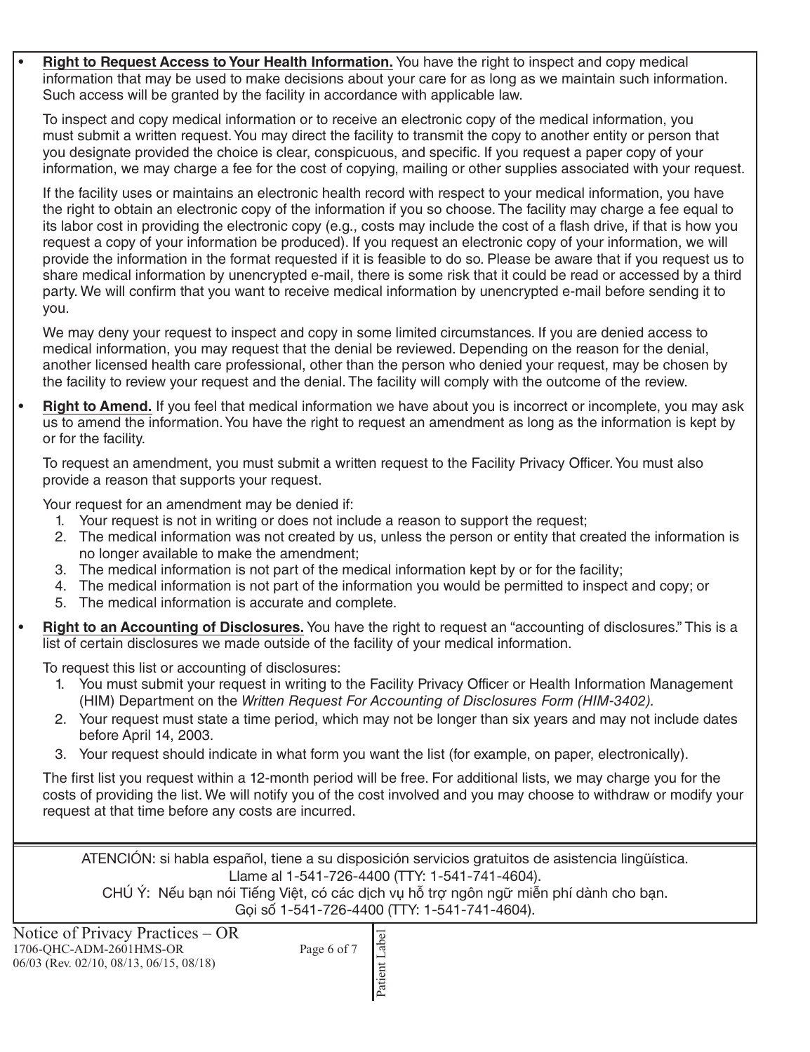- **Right to Request Access to Your Health Information.** You have the right to inspect and copy medical information that may be used to make decisions about your care for as long as we maintain such information. Such access will be granted by the facility in accordance with applicable law.

  To inspect and copy medical information or to receive an electronic copy of the medical information, you must submit a written request. You may direct the facility to transmit the copy to another entity or person that you designate provided the choice is clear, conspicuous, and specific. If you request a paper copy of your information, we may charge a fee for the cost of copying, mailing or other supplies associated with your request.

  If the facility uses or maintains an electronic health record with respect to your medical information, you have the right to obtain an electronic copy of the information if you so choose. The facility may charge a fee equal to its labor cost in providing the electronic copy (e.g., costs may include the cost of a flash drive, if that is how you request a copy of your information be produced). If you request an electronic copy of your information, we will provide the information in the format requested if it is feasible to do so. Please be aware that if you request us to share medical information by unencrypted e-mail, there is some risk that it could be read or accessed by a third party. We will confirm that you want to receive medical information by unencrypted e-mail before sending it to you.

  We may deny your request to inspect and copy in some limited circumstances. If you are denied access to medical information, you may request that the denial be reviewed. Depending on the reason for the denial, another licensed health care professional, other than the person who denied your request, may be chosen by the facility to review your request and the denial. The facility will comply with the outcome of the review.

- **Right to Amend.** If you feel that medical information we have about you is incorrect or incomplete, you may ask us to amend the information. You have the right to request an amendment as long as the information is kept by or for the facility.

  To request an amendment, you must submit a written request to the Facility Privacy Officer. You must also provide a reason that supports your request.

  Your request for an amendment may be denied if:
  1. Your request is not in writing or does not include a reason to support the request;
  2. The medical information was not created by us, unless the person or entity that created the information is no longer available to make the amendment;
  3. The medical information is not part of the medical information kept by or for the facility;
  4. The medical information is not part of the information you would be permitted to inspect and copy; or
  5. The medical information is accurate and complete.

- **Right to an Accounting of Disclosures.** You have the right to request an "accounting of disclosures." This is a list of certain disclosures we made outside of the facility of your medical information.

  To request this list or accounting of disclosures:
  1. You must submit your request in writing to the Facility Privacy Officer or Health Information Management (HIM) Department on the *Written Request For Accounting of Disclosures Form (HIM-3402).*
  2. Your request must state a time period, which may not be longer than six years and may not include dates before April 14, 2003.
  3. Your request should indicate in what form you want the list (for example, on paper, electronically).

  The first list you request within a 12-month period will be free. For additional lists, we may charge you for the costs of providing the list. We will notify you of the cost involved and you may choose to withdraw or modify your request at that time before any costs are incurred.

ATENCIÓN: si habla español, tiene a su disposición servicios gratuitos de asistencia lingüística. Llame al 1-541-726-4400 (TTY: 1-541-741-4604).
CHÚ Ý: Nếu bạn nói Tiếng Việt, có các dịch vụ hỗ trợ ngôn ngữ miễn phí dành cho bạn. Gọi số 1-541-726-4400 (TTY: 1-541-741-4604).

Notice of Privacy Practices – OR
1706-QHC-ADM-2601HMS-OR
06/03 (Rev. 02/10, 08/13, 06/15, 08/18)

Patient Label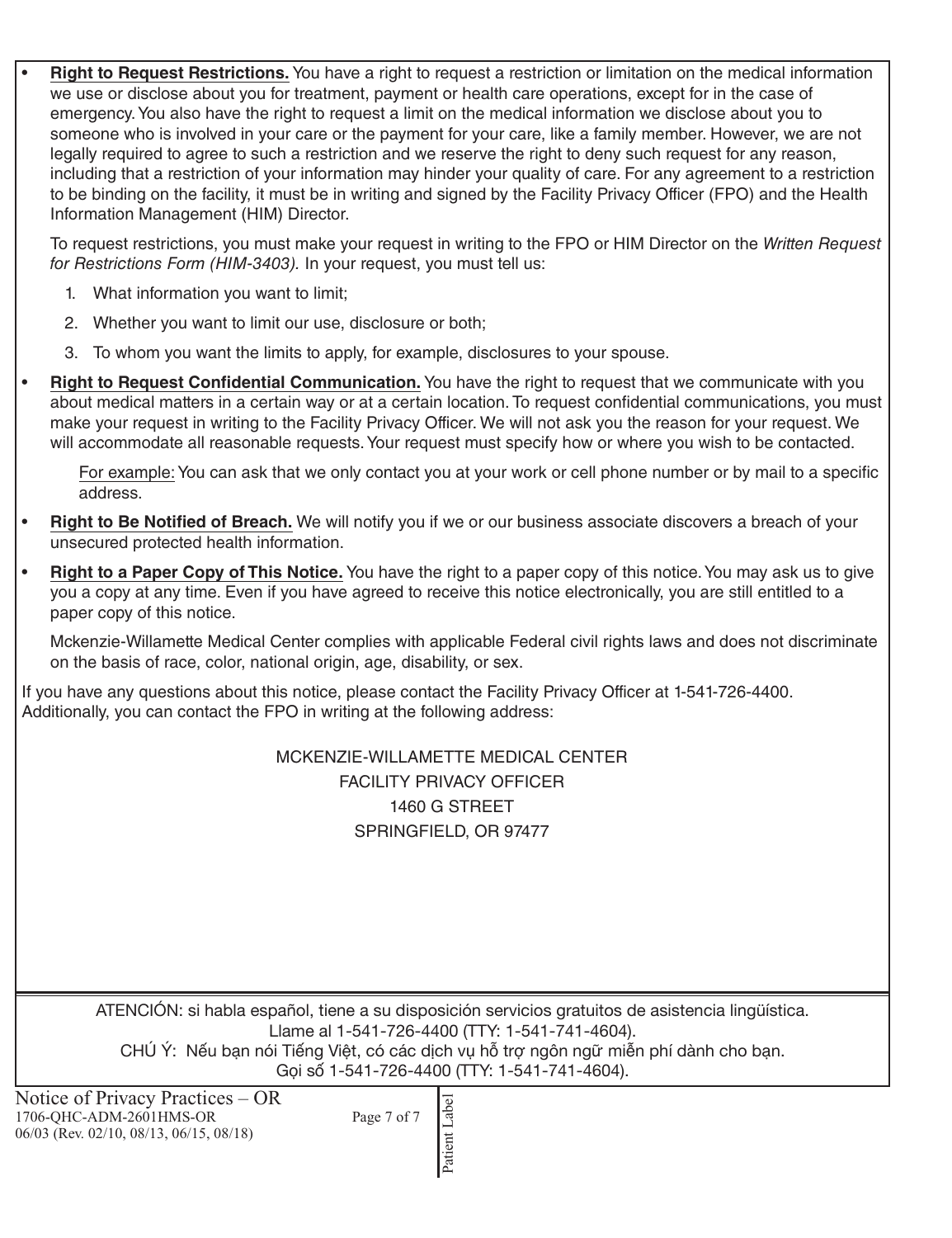- **Right to Request Restrictions.** You have a right to request a restriction or limitation on the medical information we use or disclose about you for treatment, payment or health care operations, except for in the case of emergency. You also have the right to request a limit on the medical information we disclose about you to someone who is involved in your care or the payment for your care, like a family member. However, we are not legally required to agree to such a restriction and we reserve the right to deny such request for any reason, including that a restriction of your information may hinder your quality of care. For any agreement to a restriction to be binding on the facility, it must be in writing and signed by the Facility Privacy Officer (FPO) and the Health Information Management (HIM) Director.

  To request restrictions, you must make your request in writing to the FPO or HIM Director on the *Written Request for Restrictions Form (HIM-3403).* In your request, you must tell us:

  1. What information you want to limit;
  2. Whether you want to limit our use, disclosure or both;
  3. To whom you want the limits to apply, for example, disclosures to your spouse.

- **Right to Request Confidential Communication.** You have the right to request that we communicate with you about medical matters in a certain way or at a certain location. To request confidential communications, you must make your request in writing to the Facility Privacy Officer. We will not ask you the reason for your request. We will accommodate all reasonable requests. Your request must specify how or where you wish to be contacted.

  For example: You can ask that we only contact you at your work or cell phone number or by mail to a specific address.

- **Right to Be Notified of Breach.** We will notify you if we or our business associate discovers a breach of your unsecured protected health information.

- **Right to a Paper Copy of This Notice.** You have the right to a paper copy of this notice. You may ask us to give you a copy at any time. Even if you have agreed to receive this notice electronically, you are still entitled to a paper copy of this notice.

  Mckenzie-Willamette Medical Center complies with applicable Federal civil rights laws and does not discriminate on the basis of race, color, national origin, age, disability, or sex.

If you have any questions about this notice, please contact the Facility Privacy Officer at 1-541-726-4400. Additionally, you can contact the FPO in writing at the following address:

MCKENZIE-WILLAMETTE MEDICAL CENTER
FACILITY PRIVACY OFFICER
1460 G STREET
SPRINGFIELD, OR 97477

ATENCIÓN: si habla español, tiene a su disposición servicios gratuitos de asistencia lingüística. Llame al 1-541-726-4400 (TTY: 1-541-741-4604).
CHÚ Ý: Nếu bạn nói Tiếng Việt, có các dịch vụ hỗ trợ ngôn ngữ miễn phí dành cho bạn. Gọi số 1-541-726-4400 (TTY: 1-541-741-4604).

Notice of Privacy Practices – OR
1706-QHC-ADM-2601HMS-OR
06/03 (Rev. 02/10, 08/13, 06/15, 08/18)

Patient Label